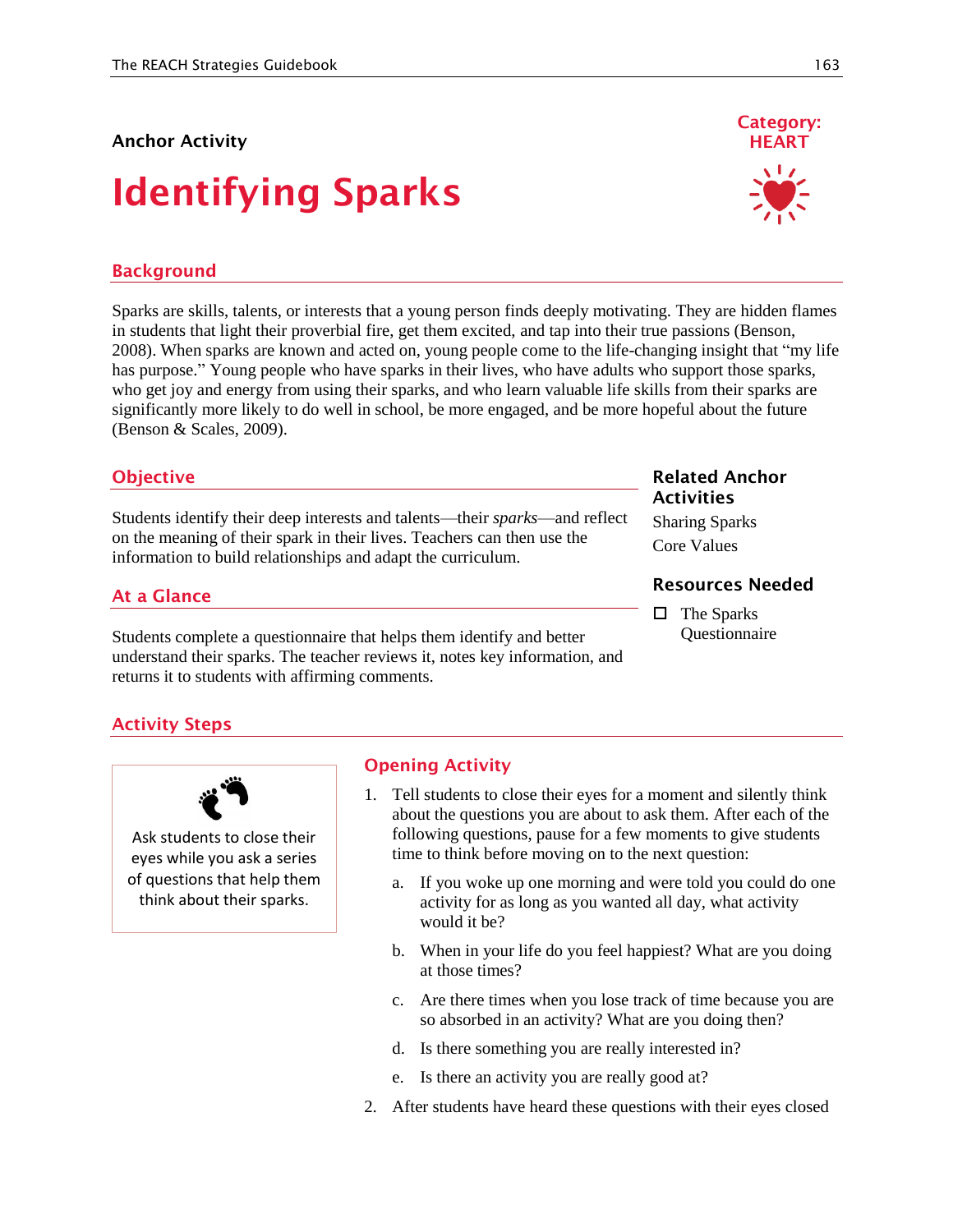Anchor Activity

# Identifying Sparks

**Category: HEART**

## Background

Sparks are skills, talents, or interests that a young person finds deeply motivating. They are hidden flames in students that light their proverbial fire, get them excited, and tap into their true passions (Benson, 2008). When sparks are known and acted on, young people come to the life-changing insight that "my life has purpose." Young people who have sparks in their lives, who have adults who support those sparks, who get joy and energy from using their sparks, and who learn valuable life skills from their sparks are significantly more likely to do well in school, be more engaged, and be more hopeful about the future (Benson & Scales, 2009).

## Objective

Students identify their deep interests and talents—their *sparks*—and reflect on the meaning of their spark in their lives. Teachers can then use the information to build relationships and adapt the curriculum.

### Related Anchor Activities

Sharing Sparks

Core Values

### Resources Needed

- [ ] The Sparks Questionnaire

## At a Glance

Students complete a questionnaire that helps them identify and better understand their sparks. The teacher reviews it, notes key information, and returns it to students with affirming comments.

## Activity Steps

Ask students to close their eyes while you ask a series of questions that help them think about their sparks.

### Opening Activity

1. Tell students to close their eyes for a moment and silently think about the questions you are about to ask them. After each of the following questions, pause for a few moments to give students time to think before moving on to the next question:

   a. If you woke up one morning and were told you could do one activity for as long as you wanted all day, what activity would it be?

   b. When in your life do you feel happiest? What are you doing at those times?

   c. Are there times when you lose track of time because you are so absorbed in an activity? What are you doing then?

   d. Is there something you are really interested in?

   e. Is there an activity you are really good at?

2. After students have heard these questions with their eyes closed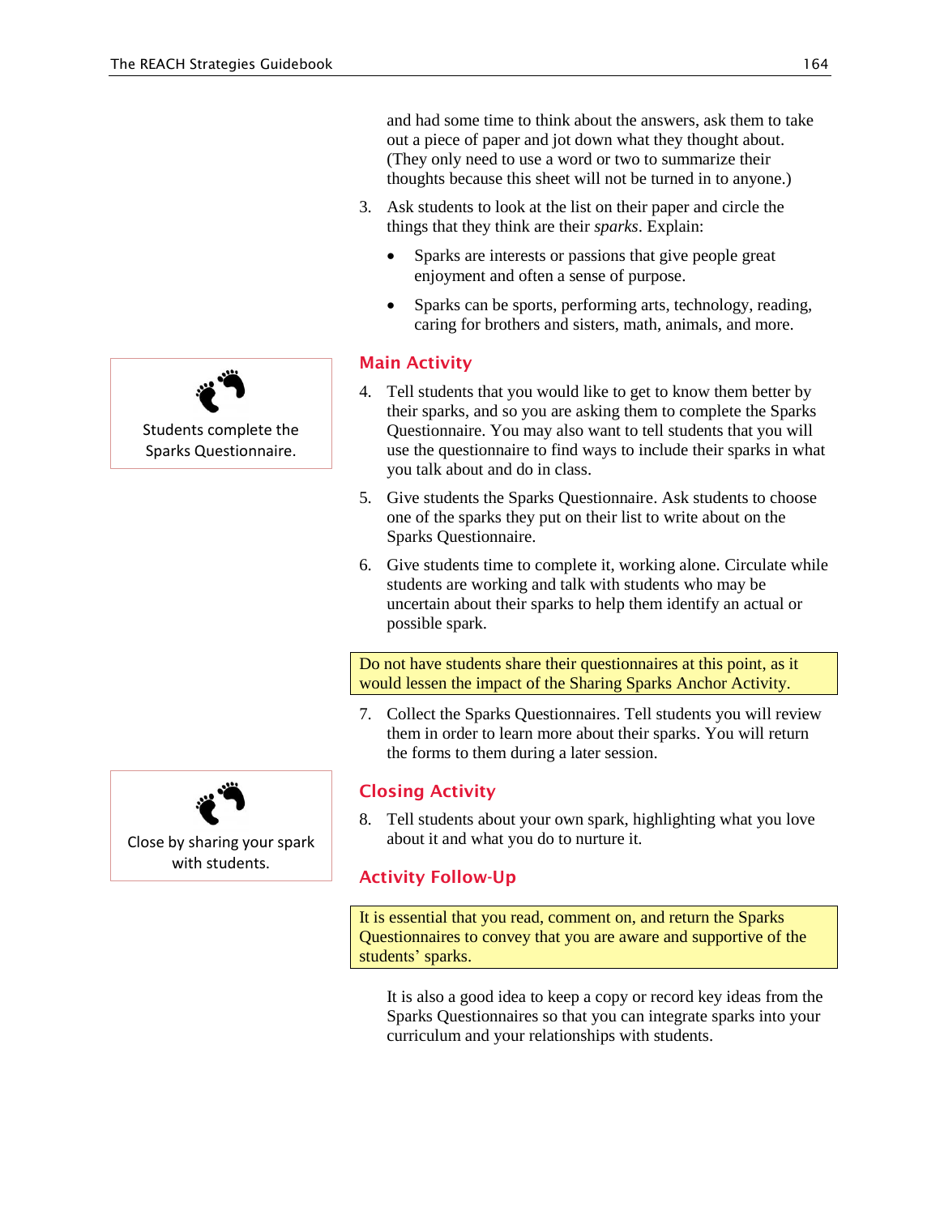and had some time to think about the answers, ask them to take out a piece of paper and jot down what they thought about. (They only need to use a word or two to summarize their thoughts because this sheet will not be turned in to anyone.)

3. Ask students to look at the list on their paper and circle the things that they think are their *sparks*. Explain:

   - Sparks are interests or passions that give people great enjoyment and often a sense of purpose.
   - Sparks can be sports, performing arts, technology, reading, caring for brothers and sisters, math, animals, and more.

## Main Activity

Students complete the Sparks Questionnaire.

4. Tell students that you would like to get to know them better by their sparks, and so you are asking them to complete the Sparks Questionnaire. You may also want to tell students that you will use the questionnaire to find ways to include their sparks in what you talk about and do in class.

5. Give students the Sparks Questionnaire. Ask students to choose one of the sparks they put on their list to write about on the Sparks Questionnaire.

6. Give students time to complete it, working alone. Circulate while students are working and talk with students who may be uncertain about their sparks to help them identify an actual or possible spark.

> Do not have students share their questionnaires at this point, as it would lessen the impact of the Sharing Sparks Anchor Activity.

7. Collect the Sparks Questionnaires. Tell students you will review them in order to learn more about their sparks. You will return the forms to them during a later session.

## Closing Activity

Close by sharing your spark with students.

8. Tell students about your own spark, highlighting what you love about it and what you do to nurture it.

## Activity Follow-Up

> It is essential that you read, comment on, and return the Sparks Questionnaires to convey that you are aware and supportive of the students' sparks.

It is also a good idea to keep a copy or record key ideas from the Sparks Questionnaires so that you can integrate sparks into your curriculum and your relationships with students.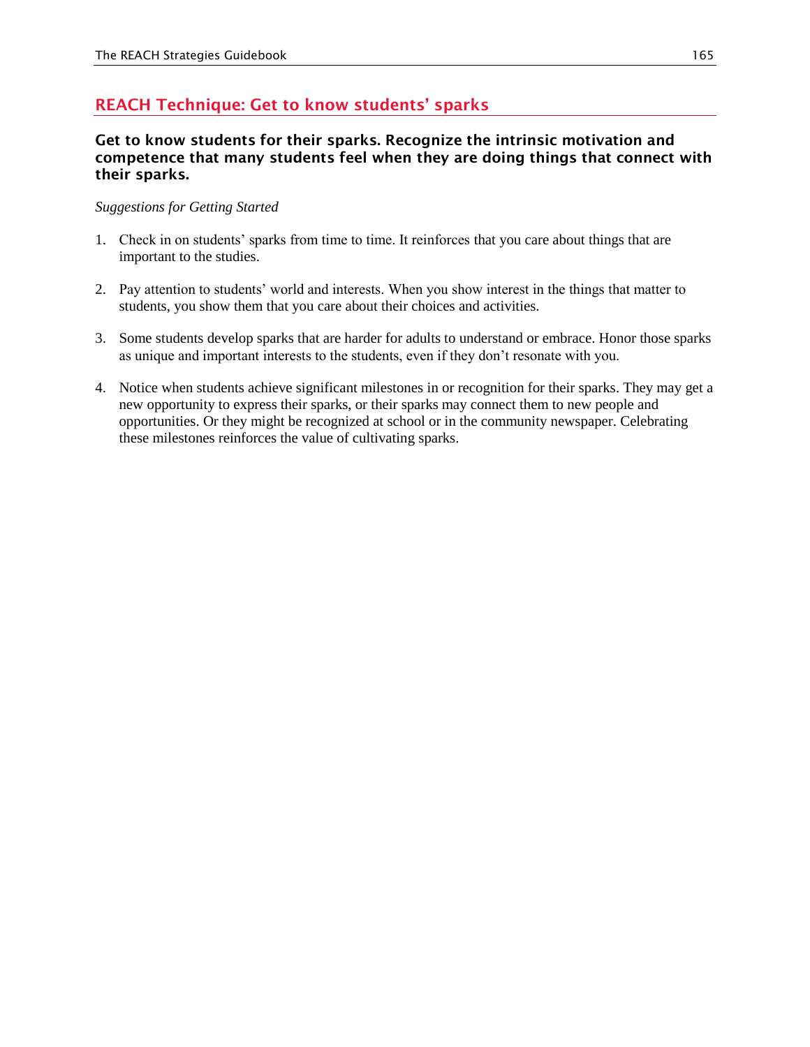## REACH Technique: Get to know students' sparks

**Get to know students for their sparks. Recognize the intrinsic motivation and competence that many students feel when they are doing things that connect with their sparks.**

*Suggestions for Getting Started*

1. Check in on students' sparks from time to time. It reinforces that you care about things that are important to the studies.

2. Pay attention to students' world and interests. When you show interest in the things that matter to students, you show them that you care about their choices and activities.

3. Some students develop sparks that are harder for adults to understand or embrace. Honor those sparks as unique and important interests to the students, even if they don't resonate with you.

4. Notice when students achieve significant milestones in or recognition for their sparks. They may get a new opportunity to express their sparks, or their sparks may connect them to new people and opportunities. Or they might be recognized at school or in the community newspaper. Celebrating these milestones reinforces the value of cultivating sparks.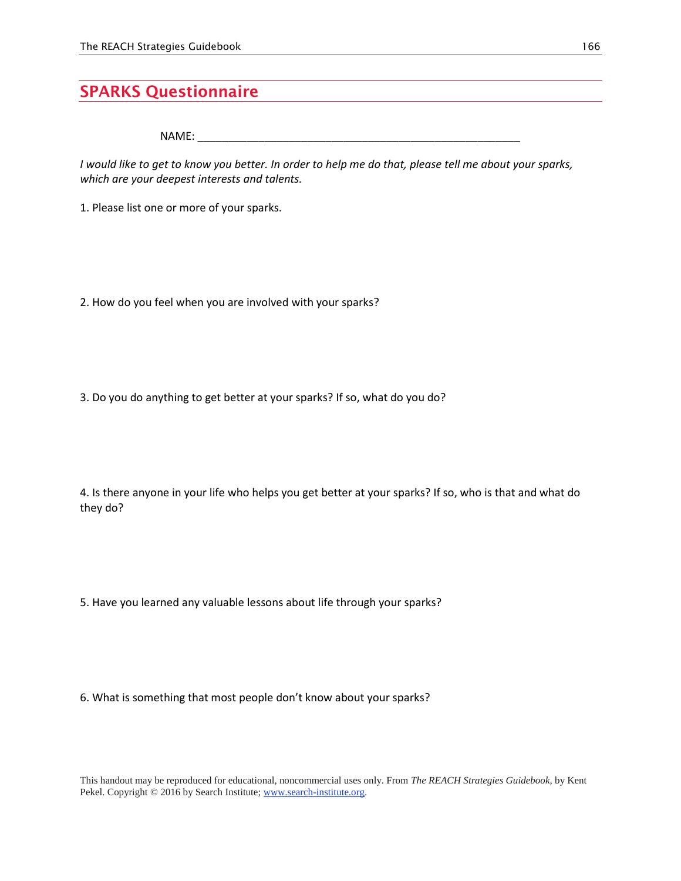## SPARKS Questionnaire

NAME: ______________________________________________________

*I would like to get to know you better. In order to help me do that, please tell me about your sparks, which are your deepest interests and talents.*

1. Please list one or more of your sparks.

2. How do you feel when you are involved with your sparks?

3. Do you do anything to get better at your sparks? If so, what do you do?

4. Is there anyone in your life who helps you get better at your sparks? If so, who is that and what do they do?

5. Have you learned any valuable lessons about life through your sparks?

6. What is something that most people don't know about your sparks?

This handout may be reproduced for educational, noncommercial uses only. From *The REACH Strategies Guidebook*, by Kent Pekel. Copyright © 2016 by Search Institute; www.search-institute.org.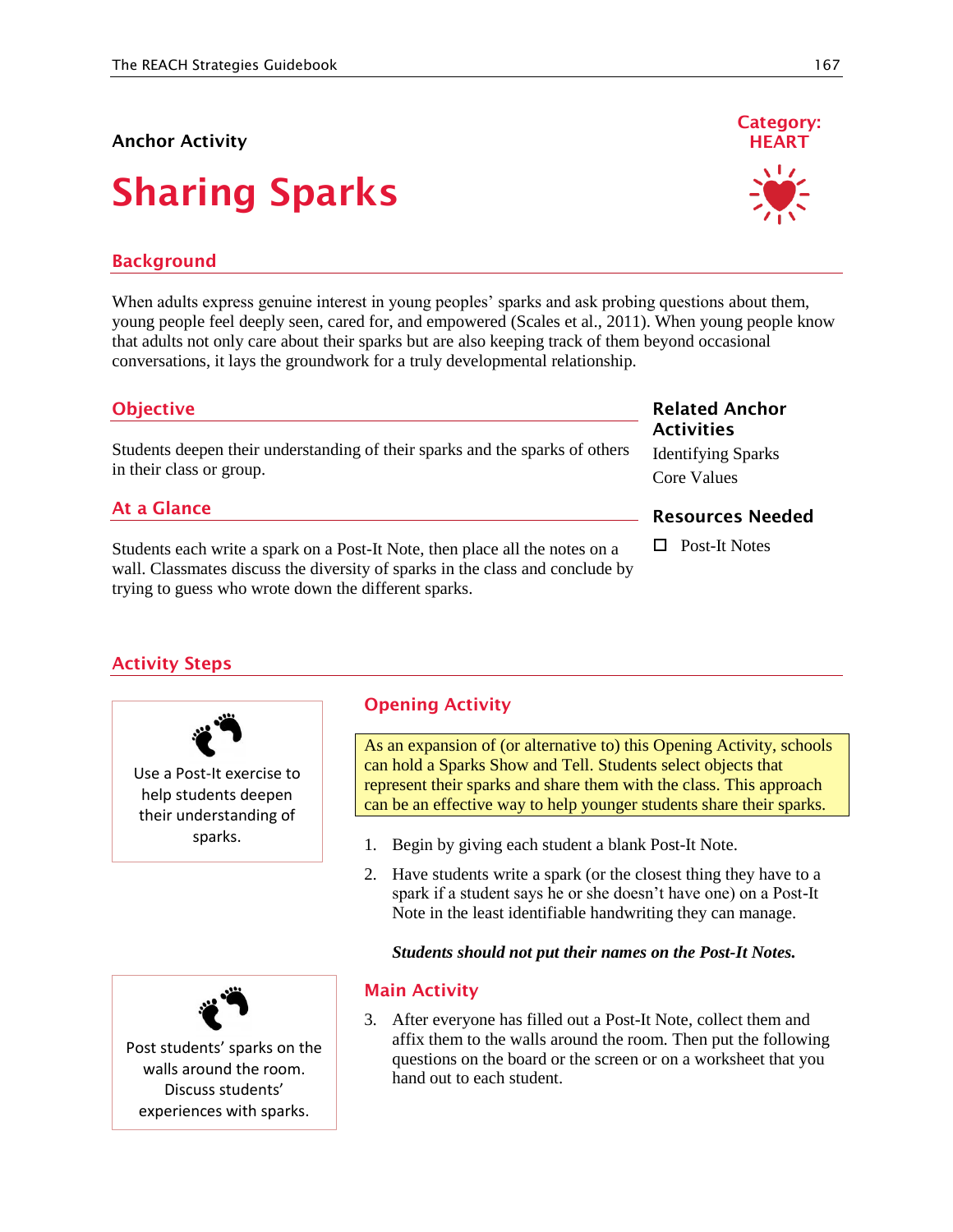Anchor Activity

# Sharing Sparks

**Category: HEART**

## Background

When adults express genuine interest in young peoples' sparks and ask probing questions about them, young people feel deeply seen, cared for, and empowered (Scales et al., 2011). When young people know that adults not only care about their sparks but are also keeping track of them beyond occasional conversations, it lays the groundwork for a truly developmental relationship.

## Objective

Students deepen their understanding of their sparks and the sparks of others in their class or group.

## At a Glance

Students each write a spark on a Post-It Note, then place all the notes on a wall. Classmates discuss the diversity of sparks in the class and conclude by trying to guess who wrote down the different sparks.

### Related Anchor Activities

Identifying Sparks
Core Values

### Resources Needed

- ☐ Post-It Notes

## Activity Steps

Use a Post-It exercise to help students deepen their understanding of sparks.

### Opening Activity

As an expansion of (or alternative to) this Opening Activity, schools can hold a Sparks Show and Tell. Students select objects that represent their sparks and share them with the class. This approach can be an effective way to help younger students share their sparks.

1. Begin by giving each student a blank Post-It Note.
2. Have students write a spark (or the closest thing they have to a spark if a student says he or she doesn't have one) on a Post-It Note in the least identifiable handwriting they can manage.

***Students should not put their names on the Post-It Notes.***

Post students' sparks on the walls around the room. Discuss students' experiences with sparks.

### Main Activity

3. After everyone has filled out a Post-It Note, collect them and affix them to the walls around the room. Then put the following questions on the board or the screen or on a worksheet that you hand out to each student.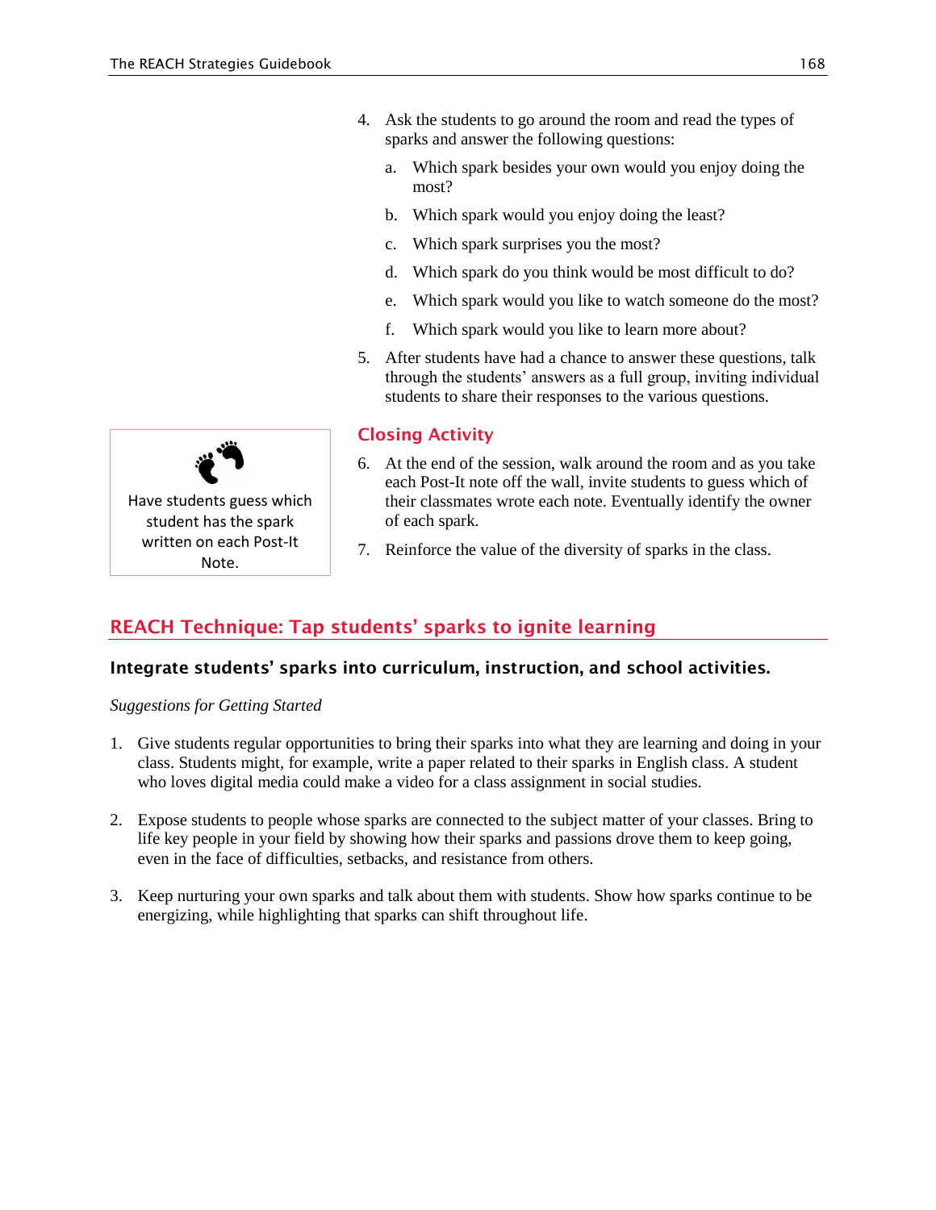4. Ask the students to go around the room and read the types of sparks and answer the following questions:
   a. Which spark besides your own would you enjoy doing the most?
   b. Which spark would you enjoy doing the least?
   c. Which spark surprises you the most?
   d. Which spark do you think would be most difficult to do?
   e. Which spark would you like to watch someone do the most?
   f. Which spark would you like to learn more about?
5. After students have had a chance to answer these questions, talk through the students' answers as a full group, inviting individual students to share their responses to the various questions.

### Closing Activity

Have students guess which student has the spark written on each Post-It Note.

6. At the end of the session, walk around the room and as you take each Post-It note off the wall, invite students to guess which of their classmates wrote each note. Eventually identify the owner of each spark.
7. Reinforce the value of the diversity of sparks in the class.

## REACH Technique: Tap students' sparks to ignite learning

**Integrate students' sparks into curriculum, instruction, and school activities.**

*Suggestions for Getting Started*

1. Give students regular opportunities to bring their sparks into what they are learning and doing in your class. Students might, for example, write a paper related to their sparks in English class. A student who loves digital media could make a video for a class assignment in social studies.
2. Expose students to people whose sparks are connected to the subject matter of your classes. Bring to life key people in your field by showing how their sparks and passions drove them to keep going, even in the face of difficulties, setbacks, and resistance from others.
3. Keep nurturing your own sparks and talk about them with students. Show how sparks continue to be energizing, while highlighting that sparks can shift throughout life.